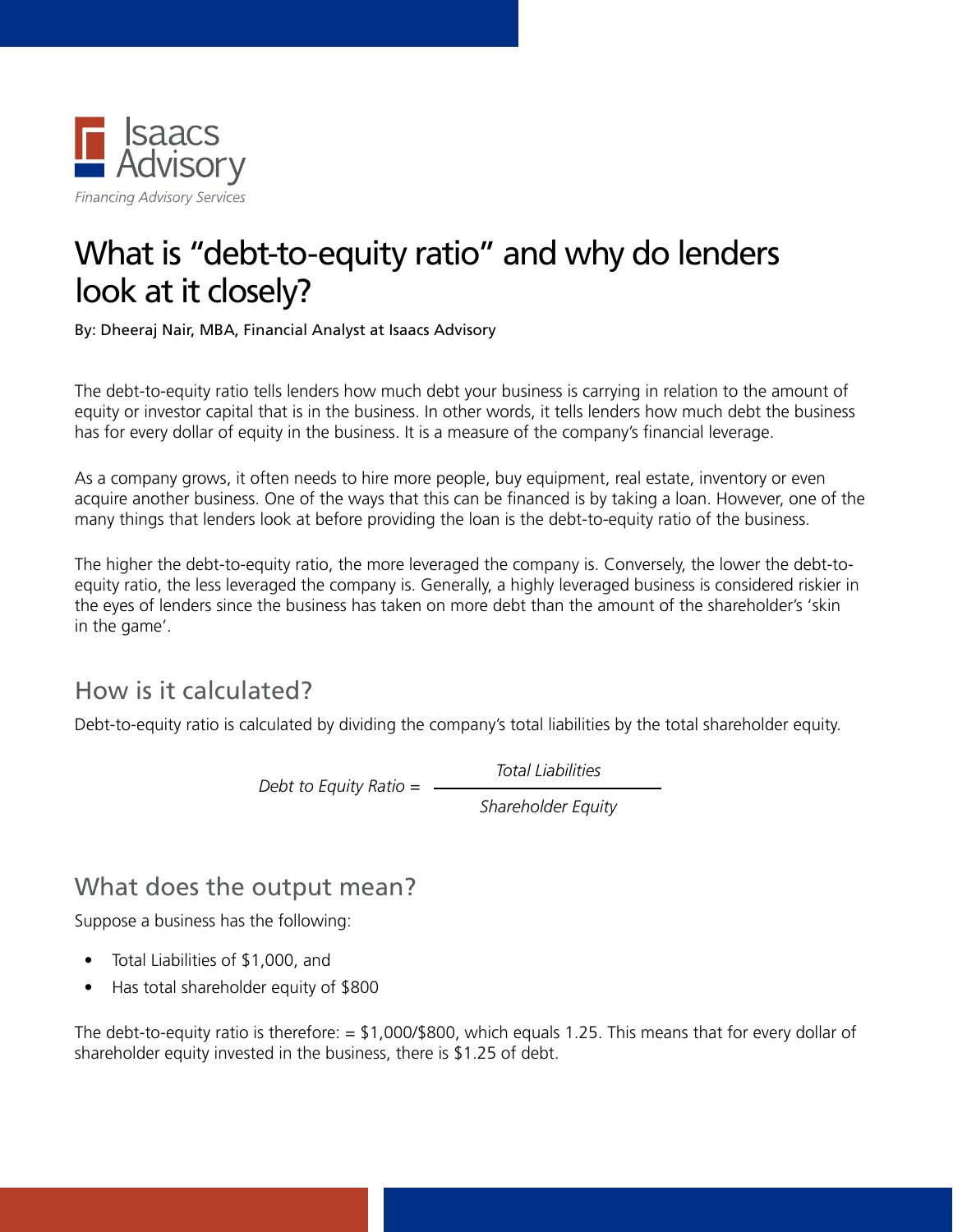Isaacs Advisory

*Financing Advisory Services*

# What is "debt-to-equity ratio" and why do lenders look at it closely?

By: Dheeraj Nair, MBA, Financial Analyst at Isaacs Advisory

The debt-to-equity ratio tells lenders how much debt your business is carrying in relation to the amount of equity or investor capital that is in the business. In other words, it tells lenders how much debt the business has for every dollar of equity in the business. It is a measure of the company's financial leverage.

As a company grows, it often needs to hire more people, buy equipment, real estate, inventory or even acquire another business. One of the ways that this can be financed is by taking a loan. However, one of the many things that lenders look at before providing the loan is the debt-to-equity ratio of the business.

The higher the debt-to-equity ratio, the more leveraged the company is. Conversely, the lower the debt-to-equity ratio, the less leveraged the company is. Generally, a highly leveraged business is considered riskier in the eyes of lenders since the business has taken on more debt than the amount of the shareholder's 'skin in the game'.

## How is it calculated?

Debt-to-equity ratio is calculated by dividing the company's total liabilities by the total shareholder equity.

$$\text{Debt to Equity Ratio} = \frac{\text{Total Liabilities}}{\text{Shareholder Equity}}$$

## What does the output mean?

Suppose a business has the following:

- Total Liabilities of $1,000, and
- Has total shareholder equity of $800

The debt-to-equity ratio is therefore: = $1,000/$800, which equals 1.25. This means that for every dollar of shareholder equity invested in the business, there is $1.25 of debt.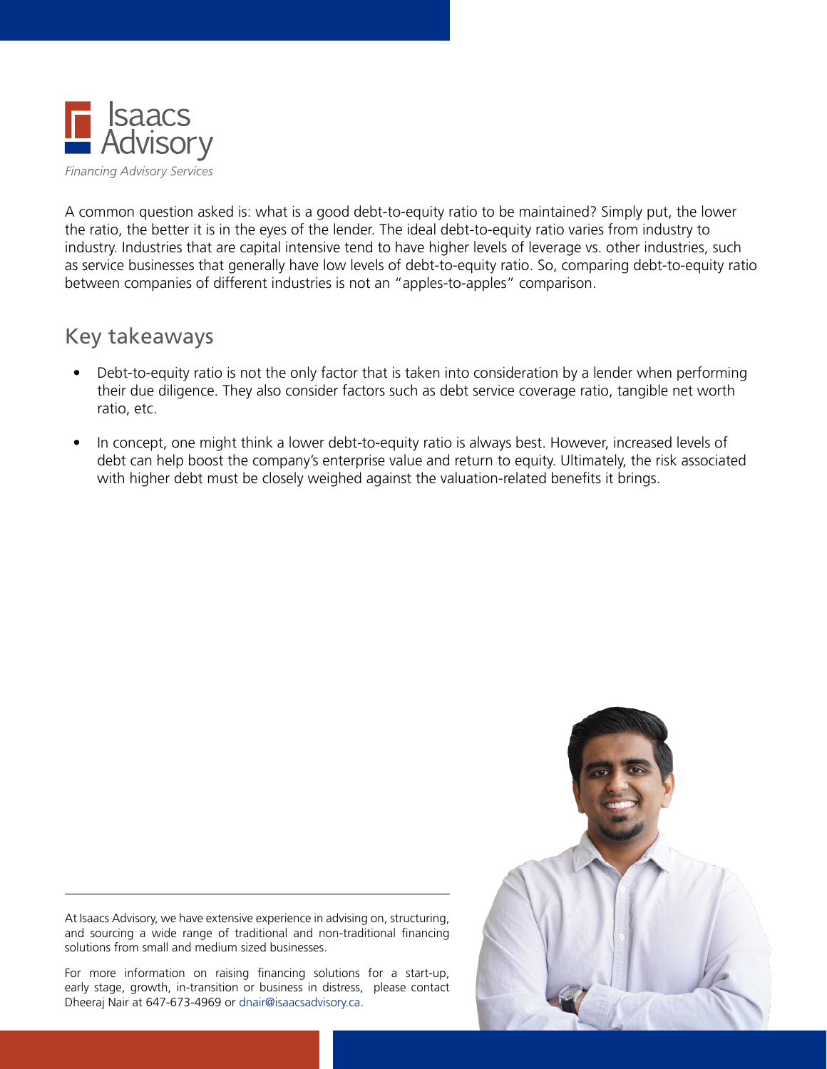Isaacs Advisory

*Financing Advisory Services*

A common question asked is: what is a good debt-to-equity ratio to be maintained? Simply put, the lower the ratio, the better it is in the eyes of the lender. The ideal debt-to-equity ratio varies from industry to industry. Industries that are capital intensive tend to have higher levels of leverage vs. other industries, such as service businesses that generally have low levels of debt-to-equity ratio. So, comparing debt-to-equity ratio between companies of different industries is not an "apples-to-apples" comparison.

## Key takeaways

- Debt-to-equity ratio is not the only factor that is taken into consideration by a lender when performing their due diligence. They also consider factors such as debt service coverage ratio, tangible net worth ratio, etc.
- In concept, one might think a lower debt-to-equity ratio is always best. However, increased levels of debt can help boost the company's enterprise value and return to equity. Ultimately, the risk associated with higher debt must be closely weighed against the valuation-related benefits it brings.

---

At Isaacs Advisory, we have extensive experience in advising on, structuring, and sourcing a wide range of traditional and non-traditional financing solutions from small and medium sized businesses.

For more information on raising financing solutions for a start-up, early stage, growth, in-transition or business in distress, please contact Dheeraj Nair at 647-673-4969 or dnair@isaacsadvisory.ca.